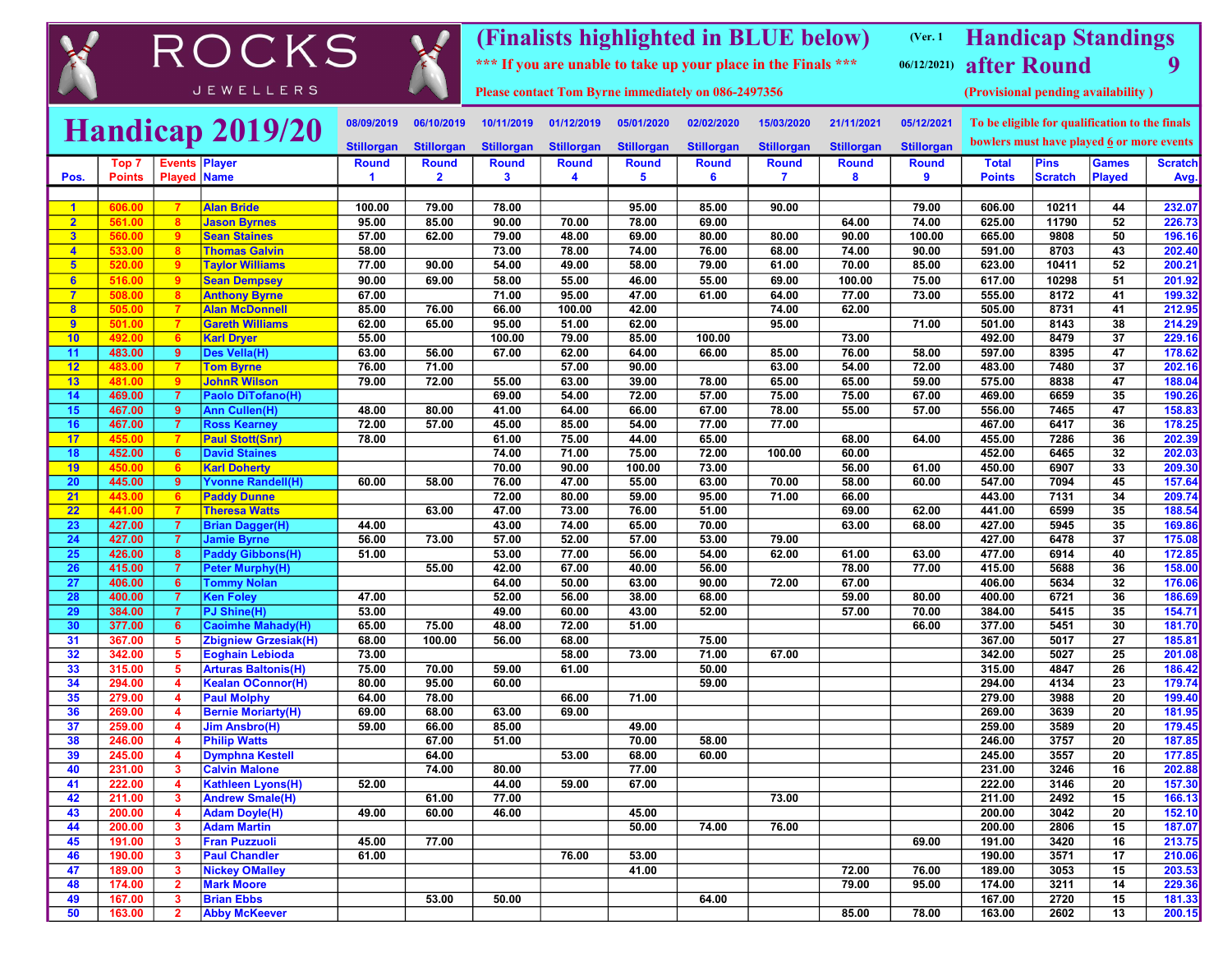# ROCKS JEWELLERS

**(Finalists highlighted in BLUE below)** (Ver. 1 06/12/2021)

**\*\*\* If you are unable to take up your place in the Finals \*\*\***

**Please contact Tom Byrne immediately on 086-2497356**

## Handicap Standings after Round 9

**(Provisional pending availability )**

# Handicap 2019/20

To be eligible for qualification to the finals bowlers must have played 6 or more events

| | | | | 08/09/2019 | 06/10/2019 | 10/11/2019 | 01/12/2019 | 05/01/2020 | 02/02/2020 | 15/03/2020 | 21/11/2021 | 05/12/2021 | | | | |
|---|---|---|---|---|---|---|---|---|---|---|---|---|---|---|---|---|
| | | | | Stillorgan | Stillorgan | Stillorgan | Stillorgan | Stillorgan | Stillorgan | Stillorgan | Stillorgan | Stillorgan | | | | |
| **Pos.** | **Top 7 Points** | **Events Played** | **Player Name** | **Round 1** | **Round 2** | **Round 3** | **Round 4** | **Round 5** | **Round 6** | **Round 7** | **Round 8** | **Round 9** | **Total Points** | **Pins Scratch** | **Games Played** | **Scratch Avg.** |
| 1 | 606.00 | 7 | Alan Bride | 100.00 | 79.00 | 78.00 | | 95.00 | 85.00 | 90.00 | | 79.00 | 606.00 | 10211 | 44 | 232.07 |
| 2 | 561.00 | 8 | Jason Byrnes | 95.00 | 85.00 | 90.00 | 70.00 | 78.00 | 69.00 | | 64.00 | 74.00 | 625.00 | 11790 | 52 | 226.73 |
| 3 | 560.00 | 9 | Sean Staines | 57.00 | 62.00 | 79.00 | 48.00 | 69.00 | 80.00 | 80.00 | 90.00 | 100.00 | 665.00 | 9808 | 50 | 196.16 |
| 4 | 533.00 | 8 | Thomas Galvin | 58.00 | | 73.00 | 78.00 | 74.00 | 76.00 | 68.00 | 74.00 | 90.00 | 591.00 | 8703 | 43 | 202.40 |
| 5 | 520.00 | 9 | Taylor Williams | 77.00 | 90.00 | 54.00 | 49.00 | 58.00 | 79.00 | 61.00 | 70.00 | 85.00 | 623.00 | 10411 | 52 | 200.21 |
| 6 | 516.00 | 9 | Sean Dempsey | 90.00 | 69.00 | 58.00 | 55.00 | 46.00 | 55.00 | 69.00 | 100.00 | 75.00 | 617.00 | 10298 | 51 | 201.92 |
| 7 | 508.00 | 8 | Anthony Byrne | 67.00 | | 71.00 | 95.00 | 47.00 | 61.00 | 64.00 | 77.00 | 73.00 | 555.00 | 8172 | 41 | 199.32 |
| 8 | 505.00 | 7 | Alan McDonnell | 85.00 | 76.00 | 66.00 | 100.00 | 42.00 | | 74.00 | 62.00 | | 505.00 | 8731 | 41 | 212.95 |
| 9 | 501.00 | 7 | Gareth Williams | 62.00 | 65.00 | 95.00 | 51.00 | 62.00 | | 95.00 | | 71.00 | 501.00 | 8143 | 38 | 214.29 |
| 10 | 492.00 | 6 | Karl Dryer | 55.00 | | 100.00 | 79.00 | 85.00 | 100.00 | | 73.00 | | 492.00 | 8479 | 37 | 229.16 |
| 11 | 483.00 | 9 | Des Vella(H) | 63.00 | 56.00 | 67.00 | 62.00 | 64.00 | 66.00 | 85.00 | 76.00 | 58.00 | 597.00 | 8395 | 47 | 178.62 |
| 12 | 483.00 | 7 | Tom Byrne | 76.00 | 71.00 | | 57.00 | 90.00 | | 63.00 | 54.00 | 72.00 | 483.00 | 7480 | 37 | 202.16 |
| 13 | 481.00 | 9 | JohnR Wilson | 79.00 | 72.00 | 55.00 | 63.00 | 39.00 | 78.00 | 65.00 | 65.00 | 59.00 | 575.00 | 8838 | 47 | 188.04 |
| 14 | 469.00 | 7 | Paolo DiTofano(H) | | | 69.00 | 54.00 | 72.00 | 57.00 | 75.00 | 75.00 | 67.00 | 469.00 | 6659 | 35 | 190.26 |
| 15 | 467.00 | 9 | Ann Cullen(H) | 48.00 | 80.00 | 41.00 | 64.00 | 66.00 | 67.00 | 78.00 | 55.00 | 57.00 | 556.00 | 7465 | 47 | 158.83 |
| 16 | 467.00 | 7 | Ross Kearney | 72.00 | 57.00 | 45.00 | 85.00 | 54.00 | 77.00 | 77.00 | | | 467.00 | 6417 | 36 | 178.25 |
| 17 | 455.00 | 7 | Paul Stott(Snr) | 78.00 | | 61.00 | 75.00 | 44.00 | 65.00 | | 68.00 | 64.00 | 455.00 | 7286 | 36 | 202.39 |
| 18 | 452.00 | 6 | David Staines | | | 74.00 | 71.00 | 75.00 | 72.00 | 100.00 | 60.00 | | 452.00 | 6465 | 32 | 202.03 |
| 19 | 450.00 | 6 | Karl Doherty | | | 70.00 | 90.00 | 100.00 | 73.00 | | 56.00 | 61.00 | 450.00 | 6907 | 33 | 209.30 |
| 20 | 445.00 | 9 | Yvonne Randell(H) | 60.00 | 58.00 | 76.00 | 47.00 | 55.00 | 63.00 | 70.00 | 58.00 | 60.00 | 547.00 | 7094 | 45 | 157.64 |
| 21 | 443.00 | 6 | Paddy Dunne | | | 72.00 | 80.00 | 59.00 | 95.00 | 71.00 | 66.00 | | 443.00 | 7131 | 34 | 209.74 |
| 22 | 441.00 | 7 | Theresa Watts | | 63.00 | 47.00 | 73.00 | 76.00 | 51.00 | | 69.00 | 62.00 | 441.00 | 6599 | 35 | 188.54 |
| 23 | 427.00 | 7 | Brian Dagger(H) | 44.00 | | 43.00 | 74.00 | 65.00 | 70.00 | | 63.00 | 68.00 | 427.00 | 5945 | 35 | 169.86 |
| 24 | 427.00 | 7 | Jamie Byrne | 56.00 | 73.00 | 57.00 | 52.00 | 57.00 | 53.00 | 79.00 | | | 427.00 | 6478 | 37 | 175.08 |
| 25 | 426.00 | 8 | Paddy Gibbons(H) | 51.00 | | 53.00 | 77.00 | 56.00 | 54.00 | 62.00 | 61.00 | 63.00 | 477.00 | 6914 | 40 | 172.85 |
| 26 | 415.00 | 7 | Peter Murphy(H) | | 55.00 | 42.00 | 67.00 | 40.00 | 56.00 | | 78.00 | 77.00 | 415.00 | 5688 | 36 | 158.00 |
| 27 | 406.00 | 6 | Tommy Nolan | | | 64.00 | 50.00 | 63.00 | 90.00 | 72.00 | 67.00 | | 406.00 | 5634 | 32 | 176.06 |
| 28 | 400.00 | 7 | Ken Foley | 47.00 | | 52.00 | 56.00 | 38.00 | 68.00 | | 59.00 | 80.00 | 400.00 | 6721 | 36 | 186.69 |
| 29 | 384.00 | 7 | PJ Shine(H) | 53.00 | | 49.00 | 60.00 | 43.00 | 52.00 | | 57.00 | 70.00 | 384.00 | 5415 | 35 | 154.71 |
| 30 | 377.00 | 6 | Caoimhe Mahady(H) | 65.00 | 75.00 | 48.00 | 72.00 | 51.00 | | | | 66.00 | 377.00 | 5451 | 30 | 181.70 |
| 31 | 367.00 | 5 | Zbigniew Grzesiak(H) | 68.00 | 100.00 | 56.00 | 68.00 | | 75.00 | | | | 367.00 | 5017 | 27 | 185.81 |
| 32 | 342.00 | 5 | Eoghain Lebioda | 73.00 | | | 58.00 | 73.00 | 71.00 | 67.00 | | | 342.00 | 5027 | 25 | 201.08 |
| 33 | 315.00 | 5 | Arturas Baltonis(H) | 75.00 | 70.00 | 59.00 | 61.00 | | 50.00 | | | | 315.00 | 4847 | 26 | 186.42 |
| 34 | 294.00 | 4 | Kealan OConnor(H) | 80.00 | 95.00 | 60.00 | | | 59.00 | | | | 294.00 | 4134 | 23 | 179.74 |
| 35 | 279.00 | 4 | Paul Molphy | 64.00 | 78.00 | | 66.00 | 71.00 | | | | | 279.00 | 3988 | 20 | 199.40 |
| 36 | 269.00 | 4 | Bernie Moriarty(H) | 69.00 | 68.00 | 63.00 | 69.00 | | | | | | 269.00 | 3639 | 20 | 181.95 |
| 37 | 259.00 | 4 | Jim Ansbro(H) | 59.00 | 66.00 | 85.00 | | 49.00 | | | | | 259.00 | 3589 | 20 | 179.45 |
| 38 | 246.00 | 4 | Philip Watts | | 67.00 | 51.00 | | 70.00 | 58.00 | | | | 246.00 | 3757 | 20 | 187.85 |
| 39 | 245.00 | 4 | Dymphna Kestell | | 64.00 | | 53.00 | 68.00 | 60.00 | | | | 245.00 | 3557 | 20 | 177.85 |
| 40 | 231.00 | 3 | Calvin Malone | | 74.00 | 80.00 | | 77.00 | | | | | 231.00 | 3246 | 16 | 202.88 |
| 41 | 222.00 | 4 | Kathleen Lyons(H) | 52.00 | | 44.00 | 59.00 | 67.00 | | | | | 222.00 | 3146 | 20 | 157.30 |
| 42 | 211.00 | 3 | Andrew Smale(H) | | 61.00 | 77.00 | | | | 73.00 | | | 211.00 | 2492 | 15 | 166.13 |
| 43 | 200.00 | 4 | Adam Doyle(H) | 49.00 | 60.00 | 46.00 | | 45.00 | | | | | 200.00 | 3042 | 20 | 152.10 |
| 44 | 200.00 | 3 | Adam Martin | | | | | 50.00 | 74.00 | 76.00 | | | 200.00 | 2806 | 15 | 187.07 |
| 45 | 191.00 | 3 | Fran Puzzuoli | 45.00 | 77.00 | | | | | | | 69.00 | 191.00 | 3420 | 16 | 213.75 |
| 46 | 190.00 | 3 | Paul Chandler | 61.00 | | | 76.00 | 53.00 | | | | | 190.00 | 3571 | 17 | 210.06 |
| 47 | 189.00 | 3 | Nickey OMalley | | | | | 41.00 | | | 72.00 | 76.00 | 189.00 | 3053 | 15 | 203.53 |
| 48 | 174.00 | 2 | Mark Moore | | | | | | | | 79.00 | 95.00 | 174.00 | 3211 | 14 | 229.36 |
| 49 | 167.00 | 3 | Brian Ebbs | | 53.00 | 50.00 | | | 64.00 | | | | 167.00 | 2720 | 15 | 181.33 |
| 50 | 163.00 | 2 | Abby McKeever | | | | | | | | 85.00 | 78.00 | 163.00 | 2602 | 13 | 200.15 |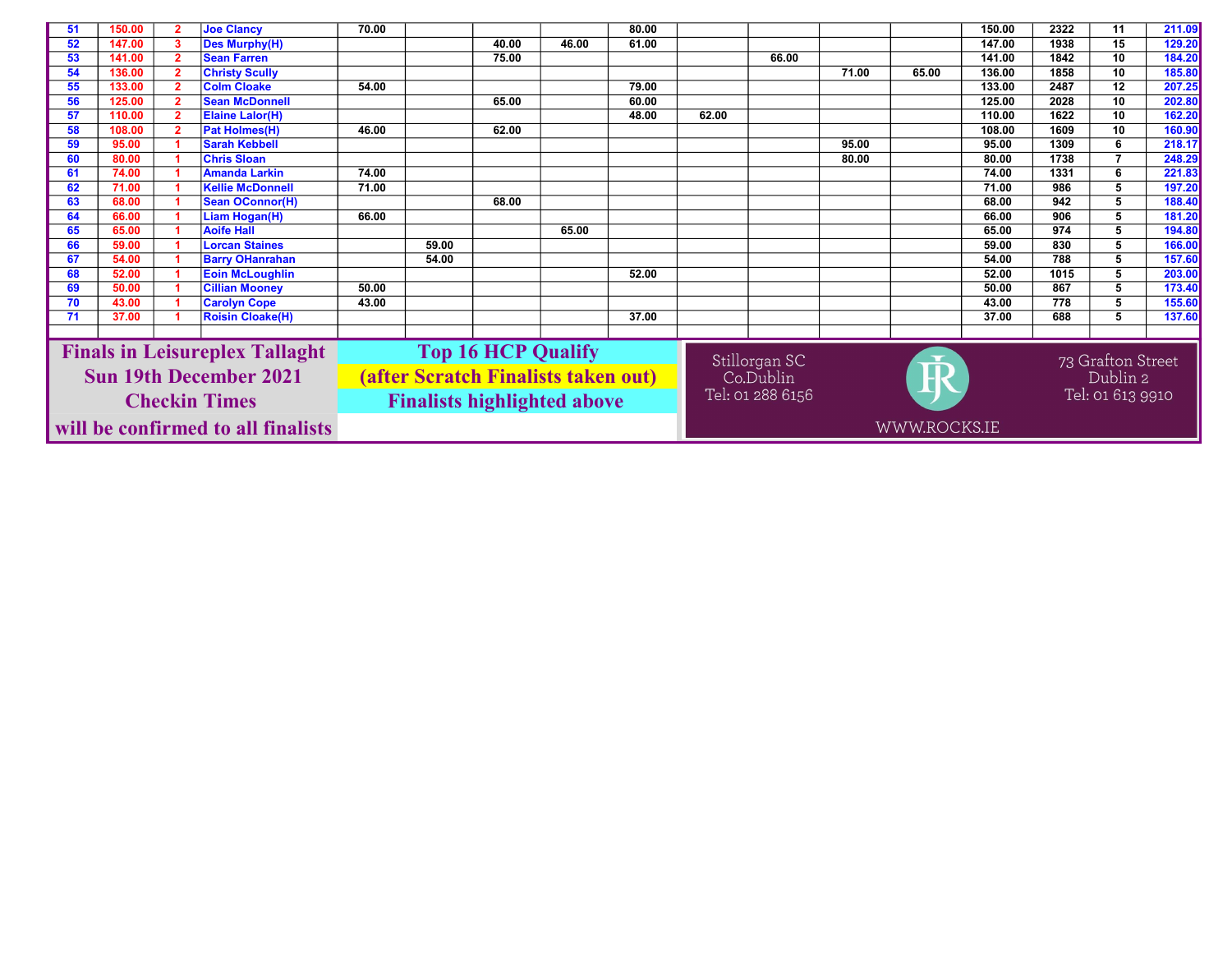| | | | | | | | | | | | | | | | | |
|---|---|---|---|---|---|---|---|---|---|---|---|---|---|---|---|---|
| 51 | 150.00 | 2 | Joe Clancy | 70.00 | | | | 80.00 | | | | | 150.00 | 2322 | 11 | 211.09 |
| 52 | 147.00 | 3 | Des Murphy(H) | | | 40.00 | 46.00 | 61.00 | | | | | 147.00 | 1938 | 15 | 129.20 |
| 53 | 141.00 | 2 | Sean Farren | | | 75.00 | | | | 66.00 | | | 141.00 | 1842 | 10 | 184.20 |
| 54 | 136.00 | 2 | Christy Scully | | | | | | | | 71.00 | 65.00 | 136.00 | 1858 | 10 | 185.80 |
| 55 | 133.00 | 2 | Colm Cloake | 54.00 | | | | 79.00 | | | | | 133.00 | 2487 | 12 | 207.25 |
| 56 | 125.00 | 2 | Sean McDonnell | | | 65.00 | | 60.00 | | | | | 125.00 | 2028 | 10 | 202.80 |
| 57 | 110.00 | 2 | Elaine Lalor(H) | | | | | 48.00 | 62.00 | | | | 110.00 | 1622 | 10 | 162.20 |
| 58 | 108.00 | 2 | Pat Holmes(H) | 46.00 | | 62.00 | | | | | | | 108.00 | 1609 | 10 | 160.90 |
| 59 | 95.00 | 1 | Sarah Kebbell | | | | | | | | 95.00 | | 95.00 | 1309 | 6 | 218.17 |
| 60 | 80.00 | 1 | Chris Sloan | | | | | | | | 80.00 | | 80.00 | 1738 | 7 | 248.29 |
| 61 | 74.00 | 1 | Amanda Larkin | 74.00 | | | | | | | | | 74.00 | 1331 | 6 | 221.83 |
| 62 | 71.00 | 1 | Kellie McDonnell | 71.00 | | | | | | | | | 71.00 | 986 | 5 | 197.20 |
| 63 | 68.00 | 1 | Sean OConnor(H) | | | 68.00 | | | | | | | 68.00 | 942 | 5 | 188.40 |
| 64 | 66.00 | 1 | Liam Hogan(H) | 66.00 | | | | | | | | | 66.00 | 906 | 5 | 181.20 |
| 65 | 65.00 | 1 | Aoife Hall | | | | 65.00 | | | | | | 65.00 | 974 | 5 | 194.80 |
| 66 | 59.00 | 1 | Lorcan Staines | | 59.00 | | | | | | | | 59.00 | 830 | 5 | 166.00 |
| 67 | 54.00 | 1 | Barry OHanrahan | | 54.00 | | | | | | | | 54.00 | 788 | 5 | 157.60 |
| 68 | 52.00 | 1 | Eoin McLoughlin | | | | | 52.00 | | | | | 52.00 | 1015 | 5 | 203.00 |
| 69 | 50.00 | 1 | Cillian Mooney | 50.00 | | | | | | | | | 50.00 | 867 | 5 | 173.40 |
| 70 | 43.00 | 1 | Carolyn Cope | 43.00 | | | | | | | | | 43.00 | 778 | 5 | 155.60 |
| 71 | 37.00 | 1 | Roisin Cloake(H) | | | | | 37.00 | | | | | 37.00 | 688 | 5 | 137.60 |

**Finals in Leisureplex Tallaght**
**Sun 19th December 2021**
**Checkin Times**
**will be confirmed to all finalists**

**Top 16 HCP Qualify**
**(after Scratch Finalists taken out)**
**Finalists highlighted above**

Stillorgan SC
Co.Dublin
Tel: 01 288 6156

73 Grafton Street
Dublin 2
Tel: 01 613 9910

WWW.ROCKS.IE